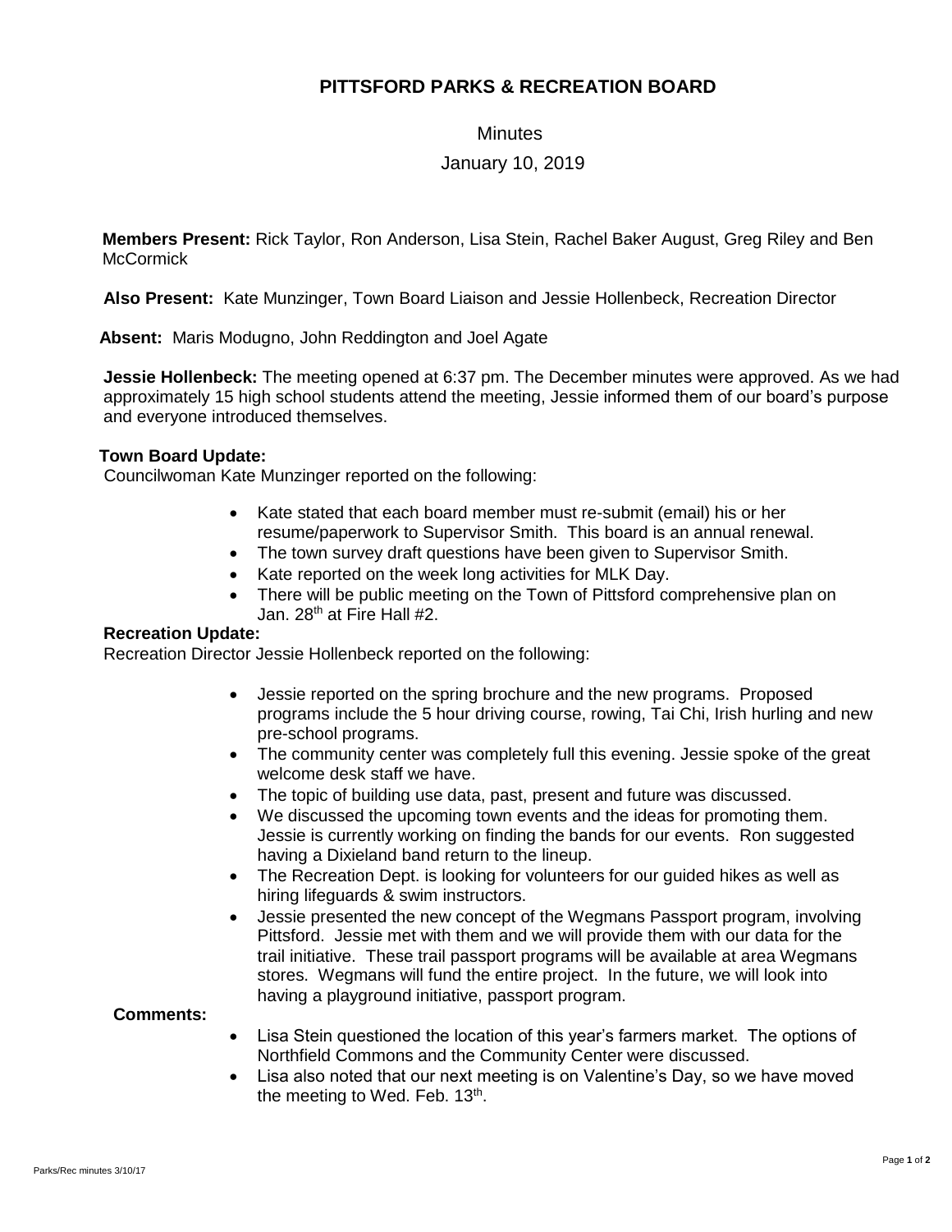# PITTSFORD PARKS & RECREATION BOARD

Minutes

January 10, 2019

**Members Present:** Rick Taylor, Ron Anderson, Lisa Stein, Rachel Baker August, Greg Riley and Ben McCormick

**Also Present:** Kate Munzinger, Town Board Liaison and Jessie Hollenbeck, Recreation Director

**Absent:** Maris Modugno, John Reddington and Joel Agate

**Jessie Hollenbeck:** The meeting opened at 6:37 pm. The December minutes were approved. As we had approximately 15 high school students attend the meeting, Jessie informed them of our board's purpose and everyone introduced themselves.

**Town Board Update:**

Councilwoman Kate Munzinger reported on the following:

- Kate stated that each board member must re-submit (email) his or her resume/paperwork to Supervisor Smith. This board is an annual renewal.
- The town survey draft questions have been given to Supervisor Smith.
- Kate reported on the week long activities for MLK Day.
- There will be public meeting on the Town of Pittsford comprehensive plan on Jan. 28th at Fire Hall #2.

**Recreation Update:**

Recreation Director Jessie Hollenbeck reported on the following:

- Jessie reported on the spring brochure and the new programs. Proposed programs include the 5 hour driving course, rowing, Tai Chi, Irish hurling and new pre-school programs.
- The community center was completely full this evening. Jessie spoke of the great welcome desk staff we have.
- The topic of building use data, past, present and future was discussed.
- We discussed the upcoming town events and the ideas for promoting them. Jessie is currently working on finding the bands for our events. Ron suggested having a Dixieland band return to the lineup.
- The Recreation Dept. is looking for volunteers for our guided hikes as well as hiring lifeguards & swim instructors.
- Jessie presented the new concept of the Wegmans Passport program, involving Pittsford. Jessie met with them and we will provide them with our data for the trail initiative. These trail passport programs will be available at area Wegmans stores. Wegmans will fund the entire project. In the future, we will look into having a playground initiative, passport program.

**Comments:**

- Lisa Stein questioned the location of this year's farmers market. The options of Northfield Commons and the Community Center were discussed.
- Lisa also noted that our next meeting is on Valentine's Day, so we have moved the meeting to Wed. Feb. 13th.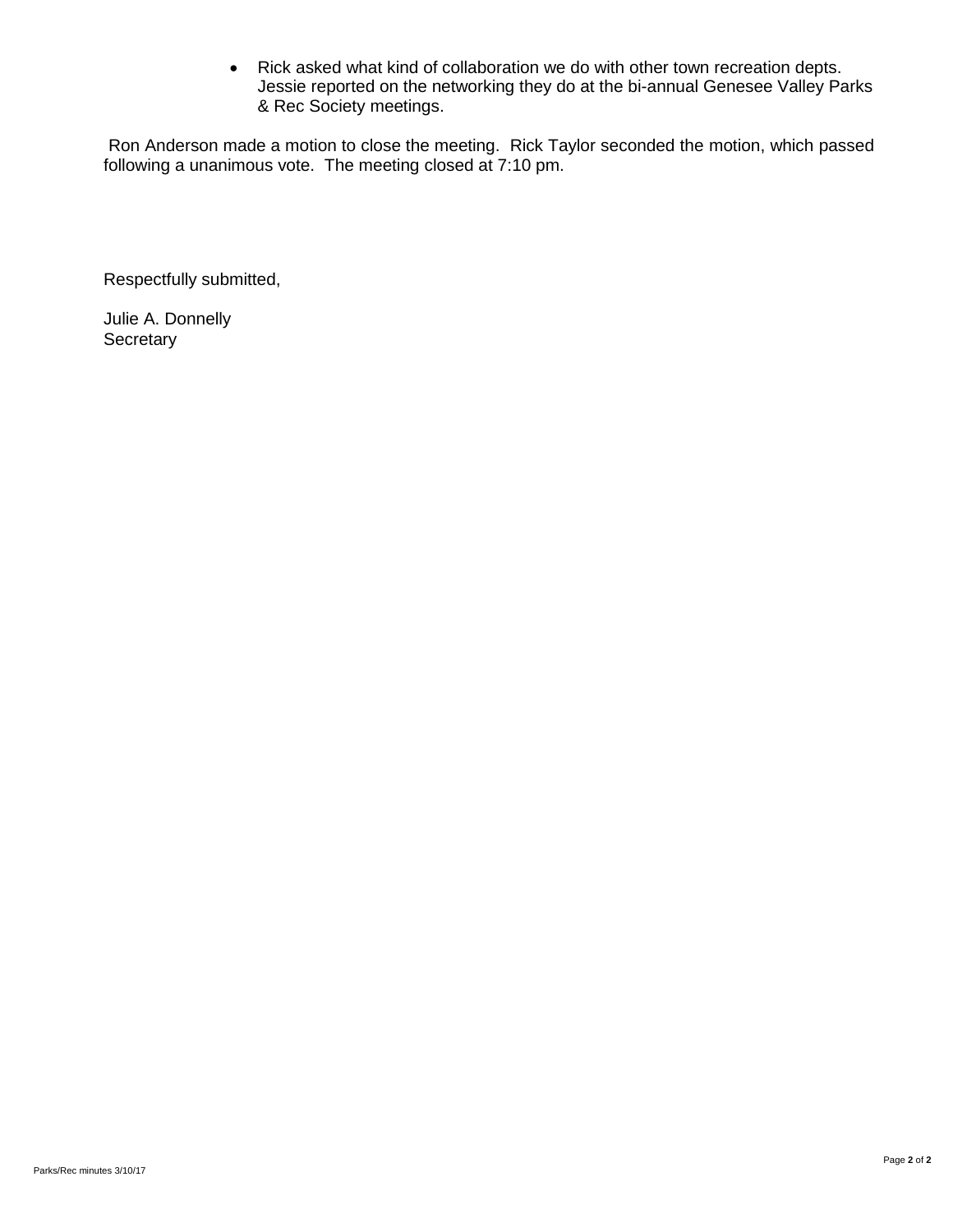- Rick asked what kind of collaboration we do with other town recreation depts. Jessie reported on the networking they do at the bi-annual Genesee Valley Parks & Rec Society meetings.

Ron Anderson made a motion to close the meeting. Rick Taylor seconded the motion, which passed following a unanimous vote. The meeting closed at 7:10 pm.

Respectfully submitted,

Julie A. Donnelly
Secretary